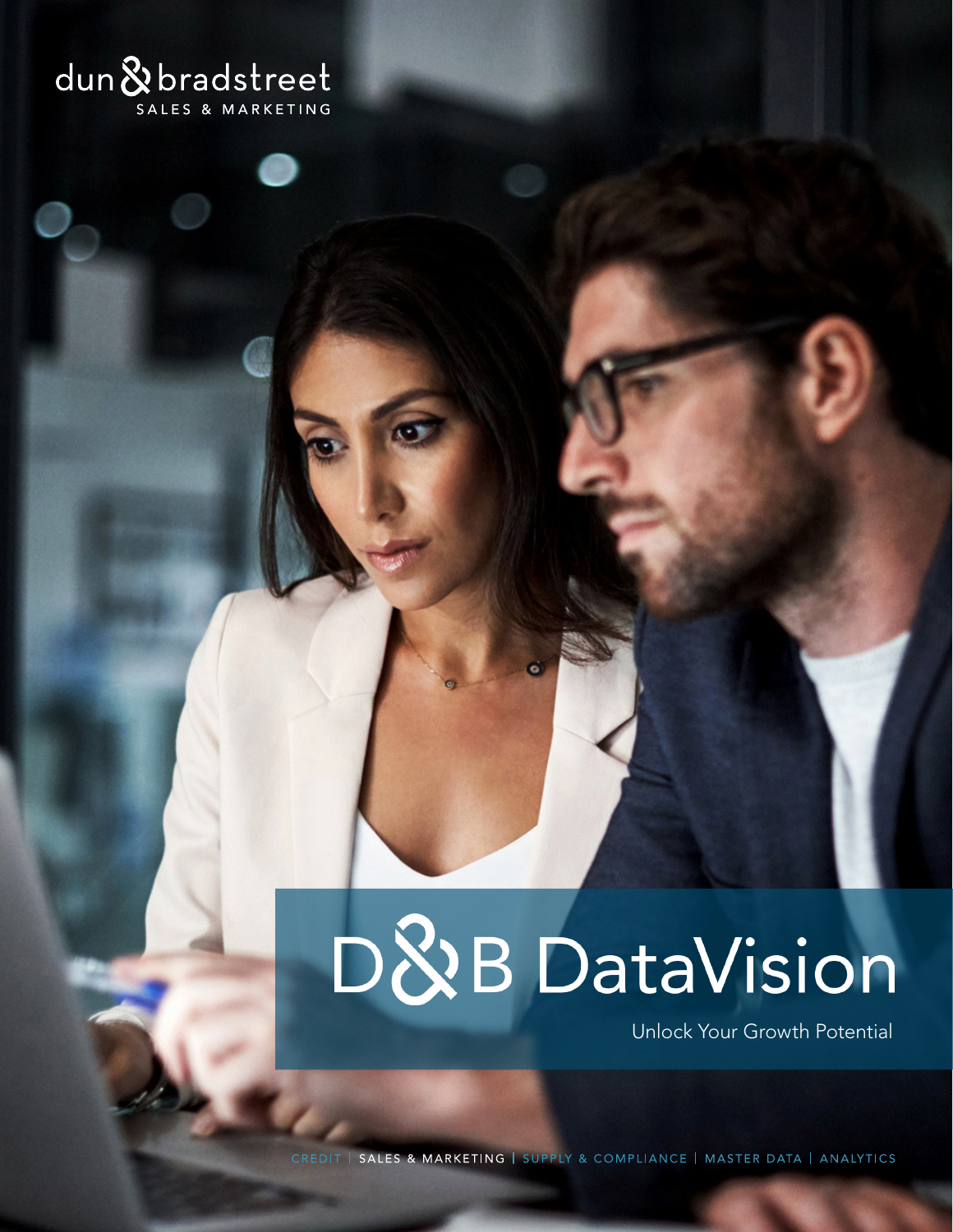dun & bradstreet
SALES & MARKETING

# D&B DataVision

Unlock Your Growth Potential

CREDIT | SALES & MARKETING | SUPPLY & COMPLIANCE | MASTER DATA | ANALYTICS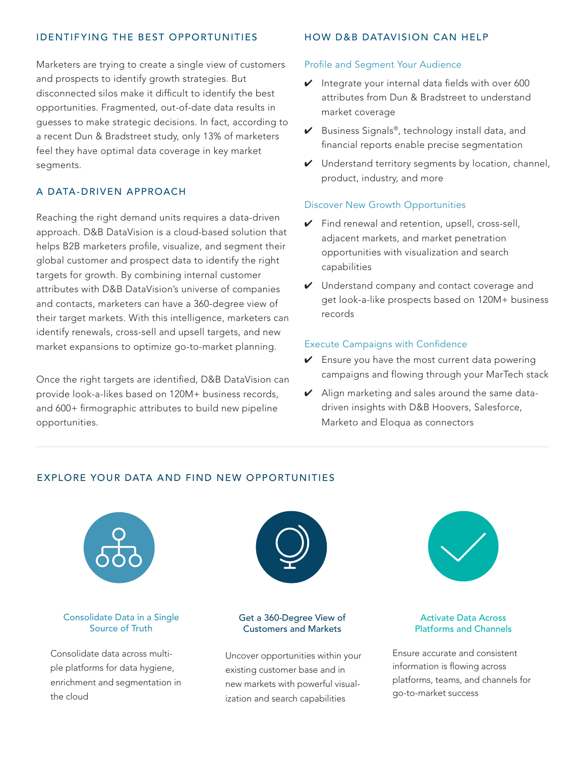## IDENTIFYING THE BEST OPPORTUNITIES

Marketers are trying to create a single view of customers and prospects to identify growth strategies. But disconnected silos make it difficult to identify the best opportunities. Fragmented, out-of-date data results in guesses to make strategic decisions. In fact, according to a recent Dun & Bradstreet study, only 13% of marketers feel they have optimal data coverage in key market segments.

## A DATA-DRIVEN APPROACH

Reaching the right demand units requires a data-driven approach. D&B DataVision is a cloud-based solution that helps B2B marketers profile, visualize, and segment their global customer and prospect data to identify the right targets for growth. By combining internal customer attributes with D&B DataVision's universe of companies and contacts, marketers can have a 360-degree view of their target markets. With this intelligence, marketers can identify renewals, cross-sell and upsell targets, and new market expansions to optimize go-to-market planning.

Once the right targets are identified, D&B DataVision can provide look-a-likes based on 120M+ business records, and 600+ firmographic attributes to build new pipeline opportunities.

## HOW D&B DATAVISION CAN HELP

### Profile and Segment Your Audience

- ✔ Integrate your internal data fields with over 600 attributes from Dun & Bradstreet to understand market coverage
- ✔ Business Signals®, technology install data, and financial reports enable precise segmentation
- ✔ Understand territory segments by location, channel, product, industry, and more

### Discover New Growth Opportunities

- ✔ Find renewal and retention, upsell, cross-sell, adjacent markets, and market penetration opportunities with visualization and search capabilities
- ✔ Understand company and contact coverage and get look-a-like prospects based on 120M+ business records

### Execute Campaigns with Confidence

- ✔ Ensure you have the most current data powering campaigns and flowing through your MarTech stack
- ✔ Align marketing and sales around the same data-driven insights with D&B Hoovers, Salesforce, Marketo and Eloqua as connectors

## EXPLORE YOUR DATA AND FIND NEW OPPORTUNITIES

### Consolidate Data in a Single Source of Truth

Consolidate data across multiple platforms for data hygiene, enrichment and segmentation in the cloud

### Get a 360-Degree View of Customers and Markets

Uncover opportunities within your existing customer base and in new markets with powerful visualization and search capabilities

### Activate Data Across Platforms and Channels

Ensure accurate and consistent information is flowing across platforms, teams, and channels for go-to-market success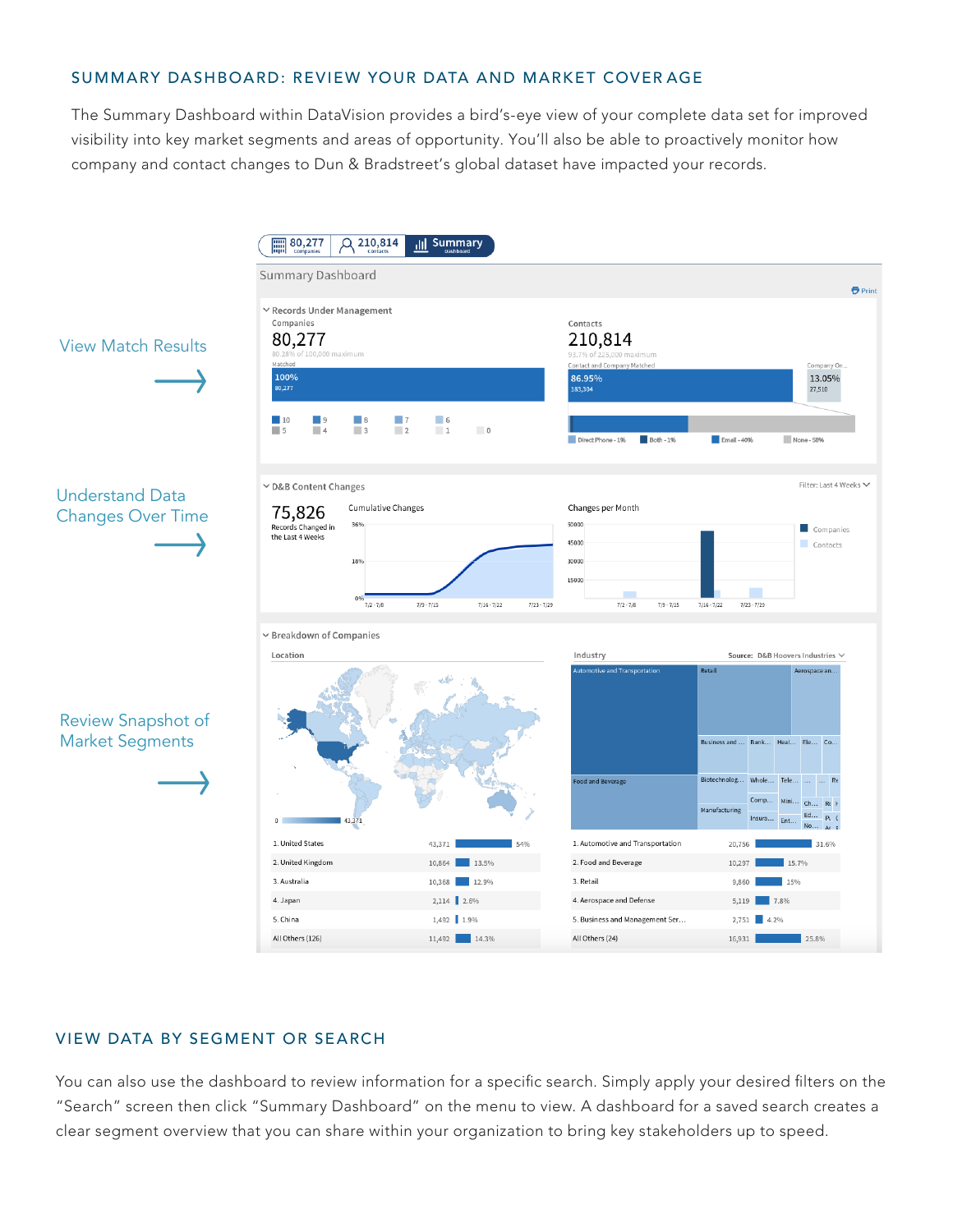## SUMMARY DASHBOARD: REVIEW YOUR DATA AND MARKET COVERAGE

The Summary Dashboard within DataVision provides a bird's-eye view of your complete data set for improved visibility into key market segments and areas of opportunity. You'll also be able to proactively monitor how company and contact changes to Dun & Bradstreet's global dataset have impacted your records.

View Match Results →

Understand Data Changes Over Time →

Review Snapshot of Market Segments →

## VIEW DATA BY SEGMENT OR SEARCH

You can also use the dashboard to review information for a specific search. Simply apply your desired filters on the "Search" screen then click "Summary Dashboard" on the menu to view. A dashboard for a saved search creates a clear segment overview that you can share within your organization to bring key stakeholders up to speed.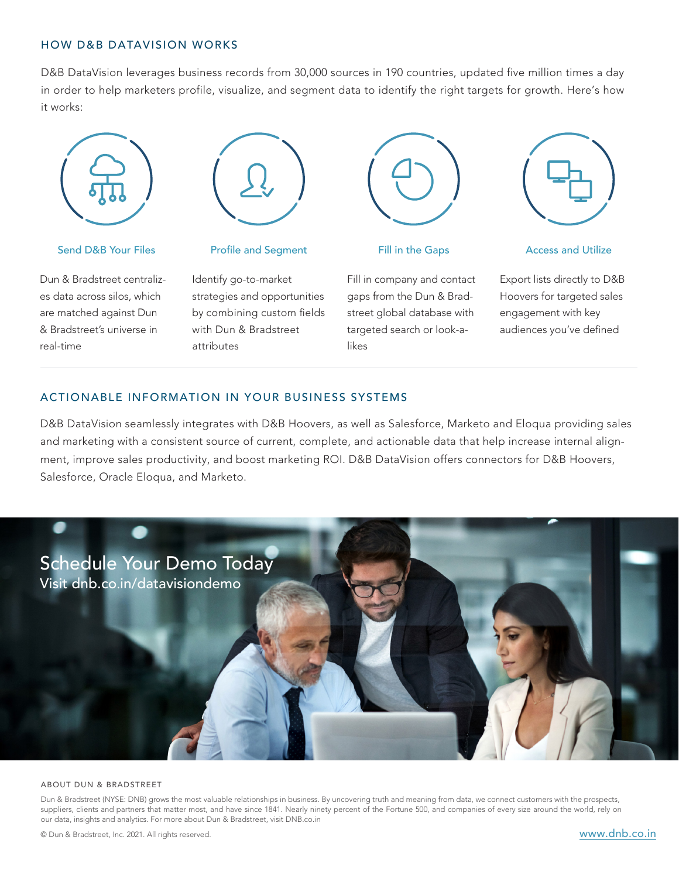## HOW D&B DATAVISION WORKS

D&B DataVision leverages business records from 30,000 sources in 190 countries, updated five million times a day in order to help marketers profile, visualize, and segment data to identify the right targets for growth. Here's how it works:

### Send D&B Your Files

Dun & Bradstreet centralizes data across silos, which are matched against Dun & Bradstreet's universe in real-time

### Profile and Segment

Identify go-to-market strategies and opportunities by combining custom fields with Dun & Bradstreet attributes

### Fill in the Gaps

Fill in company and contact gaps from the Dun & Bradstreet global database with targeted search or look-a-likes

### Access and Utilize

Export lists directly to D&B Hoovers for targeted sales engagement with key audiences you've defined

## ACTIONABLE INFORMATION IN YOUR BUSINESS SYSTEMS

D&B DataVision seamlessly integrates with D&B Hoovers, as well as Salesforce, Marketo and Eloqua providing sales and marketing with a consistent source of current, complete, and actionable data that help increase internal alignment, improve sales productivity, and boost marketing ROI. D&B DataVision offers connectors for D&B Hoovers, Salesforce, Oracle Eloqua, and Marketo.

Schedule Your Demo Today
Visit dnb.co.in/datavisiondemo

### ABOUT DUN & BRADSTREET

Dun & Bradstreet (NYSE: DNB) grows the most valuable relationships in business. By uncovering truth and meaning from data, we connect customers with the prospects, suppliers, clients and partners that matter most, and have since 1841. Nearly ninety percent of the Fortune 500, and companies of every size around the world, rely on our data, insights and analytics. For more about Dun & Bradstreet, visit DNB.co.in

© Dun & Bradstreet, Inc. 2021. All rights reserved.

www.dnb.co.in